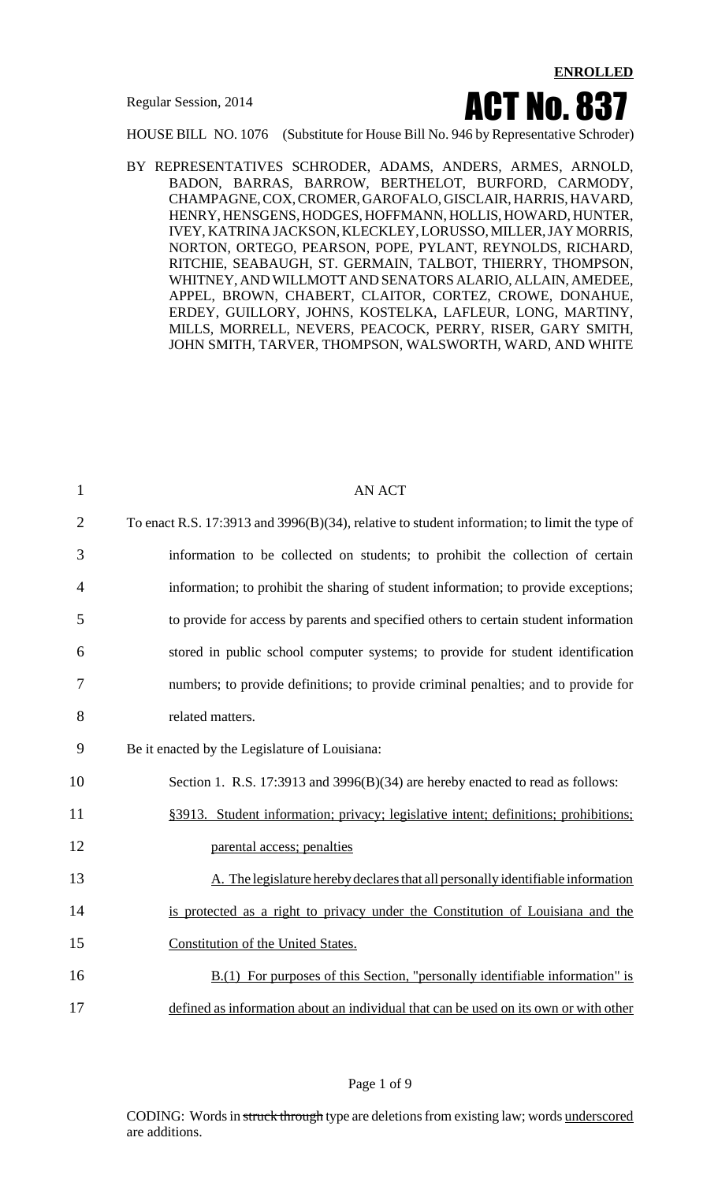**ENROLLED**

Regular Session, 2014

# ACT No. 837

HOUSE BILL NO. 1076 (Substitute for House Bill No. 946 by Representative Schroder)

BY REPRESENTATIVES SCHRODER, ADAMS, ANDERS, ARMES, ARNOLD, BADON, BARRAS, BARROW, BERTHELOT, BURFORD, CARMODY, CHAMPAGNE, COX, CROMER, GAROFALO, GISCLAIR, HARRIS, HAVARD, HENRY, HENSGENS, HODGES, HOFFMANN, HOLLIS, HOWARD, HUNTER, IVEY, KATRINA JACKSON, KLECKLEY, LORUSSO, MILLER, JAY MORRIS, NORTON, ORTEGO, PEARSON, POPE, PYLANT, REYNOLDS, RICHARD, RITCHIE, SEABAUGH, ST. GERMAIN, TALBOT, THIERRY, THOMPSON, WHITNEY, AND WILLMOTT AND SENATORS ALARIO, ALLAIN, AMEDEE, APPEL, BROWN, CHABERT, CLAITOR, CORTEZ, CROWE, DONAHUE, ERDEY, GUILLORY, JOHNS, KOSTELKA, LAFLEUR, LONG, MARTINY, MILLS, MORRELL, NEVERS, PEACOCK, PERRY, RISER, GARY SMITH, JOHN SMITH, TARVER, THOMPSON, WALSWORTH, WARD, AND WHITE

AN ACT

To enact R.S. 17:3913 and 3996(B)(34), relative to student information; to limit the type of information to be collected on students; to prohibit the collection of certain information; to prohibit the sharing of student information; to provide exceptions; to provide for access by parents and specified others to certain student information stored in public school computer systems; to provide for student identification numbers; to provide definitions; to provide criminal penalties; and to provide for related matters.

Be it enacted by the Legislature of Louisiana:

Section 1. R.S. 17:3913 and 3996(B)(34) are hereby enacted to read as follows:

<u>§3913. Student information; privacy; legislative intent; definitions; prohibitions; parental access; penalties</u>

<u>A. The legislature hereby declares that all personally identifiable information is protected as a right to privacy under the Constitution of Louisiana and the Constitution of the United States.</u>

<u>B.(1) For purposes of this Section, "personally identifiable information" is defined as information about an individual that can be used on its own or with other</u>

CODING: Words in ~~struck through~~ type are deletions from existing law; words <u>underscored</u> are additions.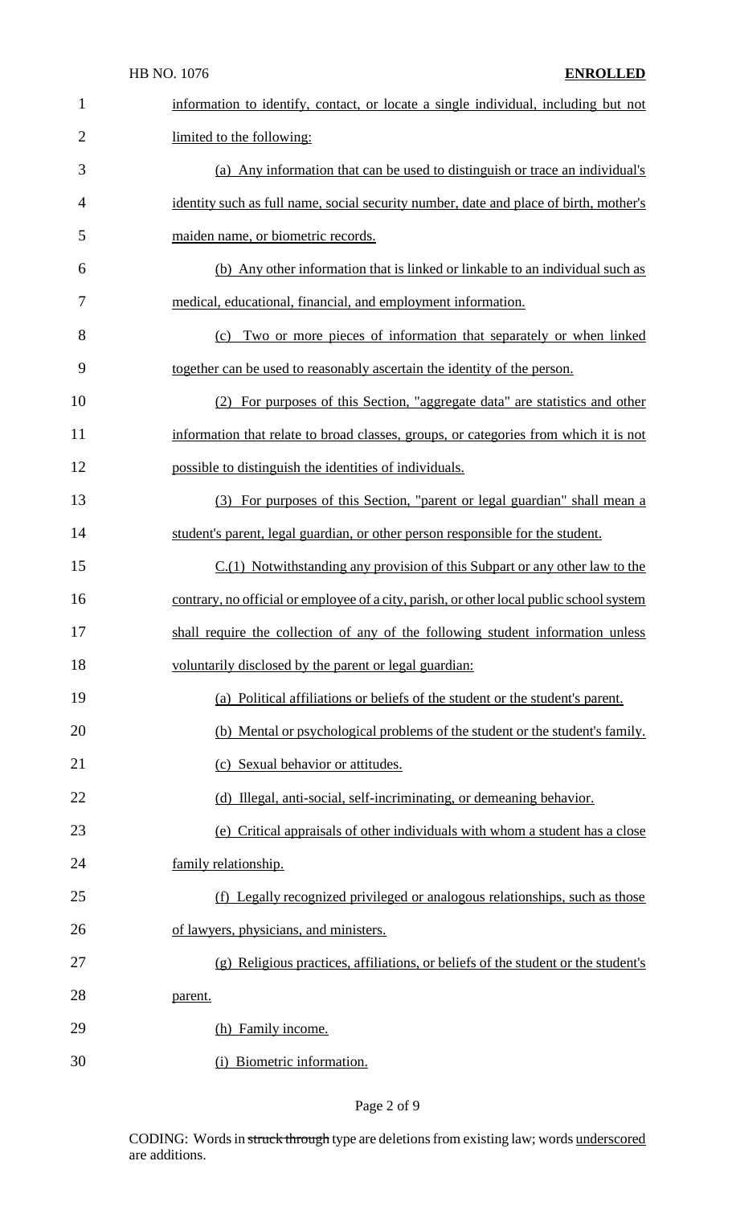information to identify, contact, or locate a single individual, including but not limited to the following:

(a) Any information that can be used to distinguish or trace an individual's identity such as full name, social security number, date and place of birth, mother's maiden name, or biometric records.

(b) Any other information that is linked or linkable to an individual such as medical, educational, financial, and employment information.

(c) Two or more pieces of information that separately or when linked together can be used to reasonably ascertain the identity of the person.

(2) For purposes of this Section, "aggregate data" are statistics and other information that relate to broad classes, groups, or categories from which it is not possible to distinguish the identities of individuals.

(3) For purposes of this Section, "parent or legal guardian" shall mean a student's parent, legal guardian, or other person responsible for the student.

C.(1) Notwithstanding any provision of this Subpart or any other law to the contrary, no official or employee of a city, parish, or other local public school system shall require the collection of any of the following student information unless voluntarily disclosed by the parent or legal guardian:

(a) Political affiliations or beliefs of the student or the student's parent.

(b) Mental or psychological problems of the student or the student's family.

(c) Sexual behavior or attitudes.

(d) Illegal, anti-social, self-incriminating, or demeaning behavior.

(e) Critical appraisals of other individuals with whom a student has a close family relationship.

(f) Legally recognized privileged or analogous relationships, such as those of lawyers, physicians, and ministers.

(g) Religious practices, affiliations, or beliefs of the student or the student's parent.

(h) Family income.

(i) Biometric information.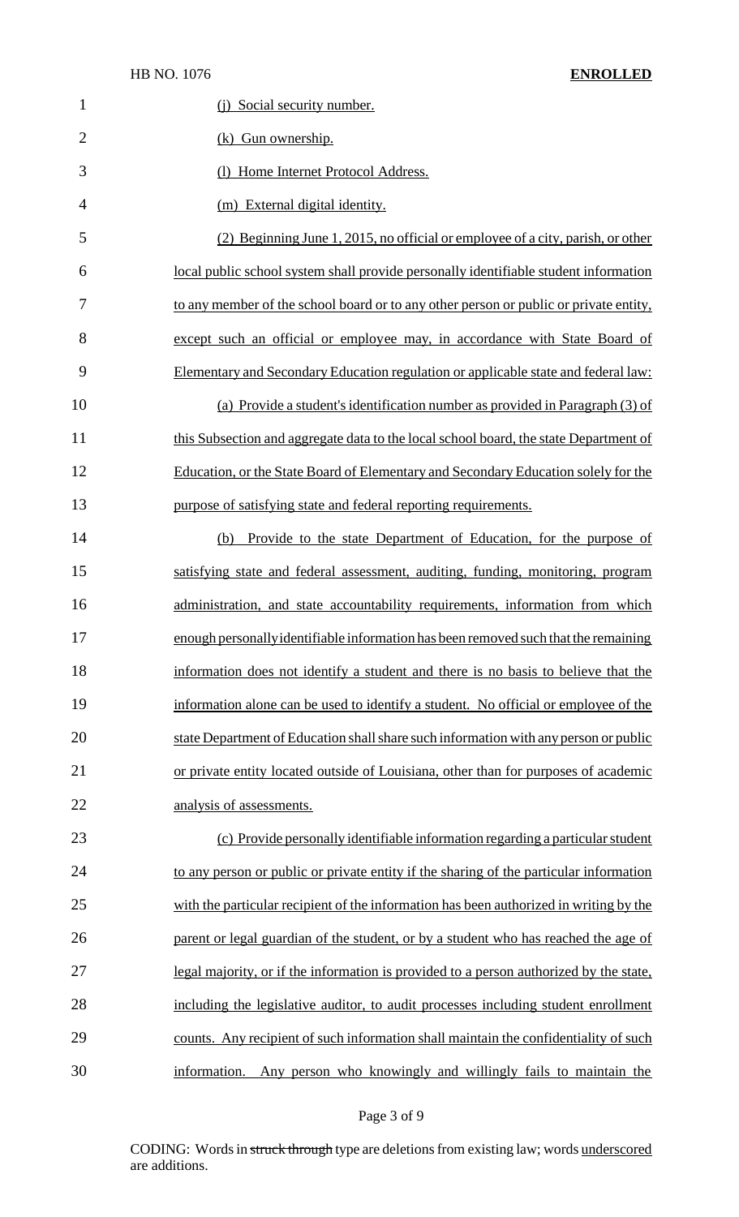(j) Social security number.

(k) Gun ownership.

(l) Home Internet Protocol Address.

(m) External digital identity.

(2) Beginning June 1, 2015, no official or employee of a city, parish, or other local public school system shall provide personally identifiable student information to any member of the school board or to any other person or public or private entity, except such an official or employee may, in accordance with State Board of Elementary and Secondary Education regulation or applicable state and federal law:

(a) Provide a student's identification number as provided in Paragraph (3) of this Subsection and aggregate data to the local school board, the state Department of Education, or the State Board of Elementary and Secondary Education solely for the purpose of satisfying state and federal reporting requirements.

(b) Provide to the state Department of Education, for the purpose of satisfying state and federal assessment, auditing, funding, monitoring, program administration, and state accountability requirements, information from which enough personally identifiable information has been removed such that the remaining information does not identify a student and there is no basis to believe that the information alone can be used to identify a student. No official or employee of the state Department of Education shall share such information with any person or public or private entity located outside of Louisiana, other than for purposes of academic analysis of assessments.

(c) Provide personally identifiable information regarding a particular student to any person or public or private entity if the sharing of the particular information with the particular recipient of the information has been authorized in writing by the parent or legal guardian of the student, or by a student who has reached the age of legal majority, or if the information is provided to a person authorized by the state, including the legislative auditor, to audit processes including student enrollment counts. Any recipient of such information shall maintain the confidentiality of such information. Any person who knowingly and willingly fails to maintain the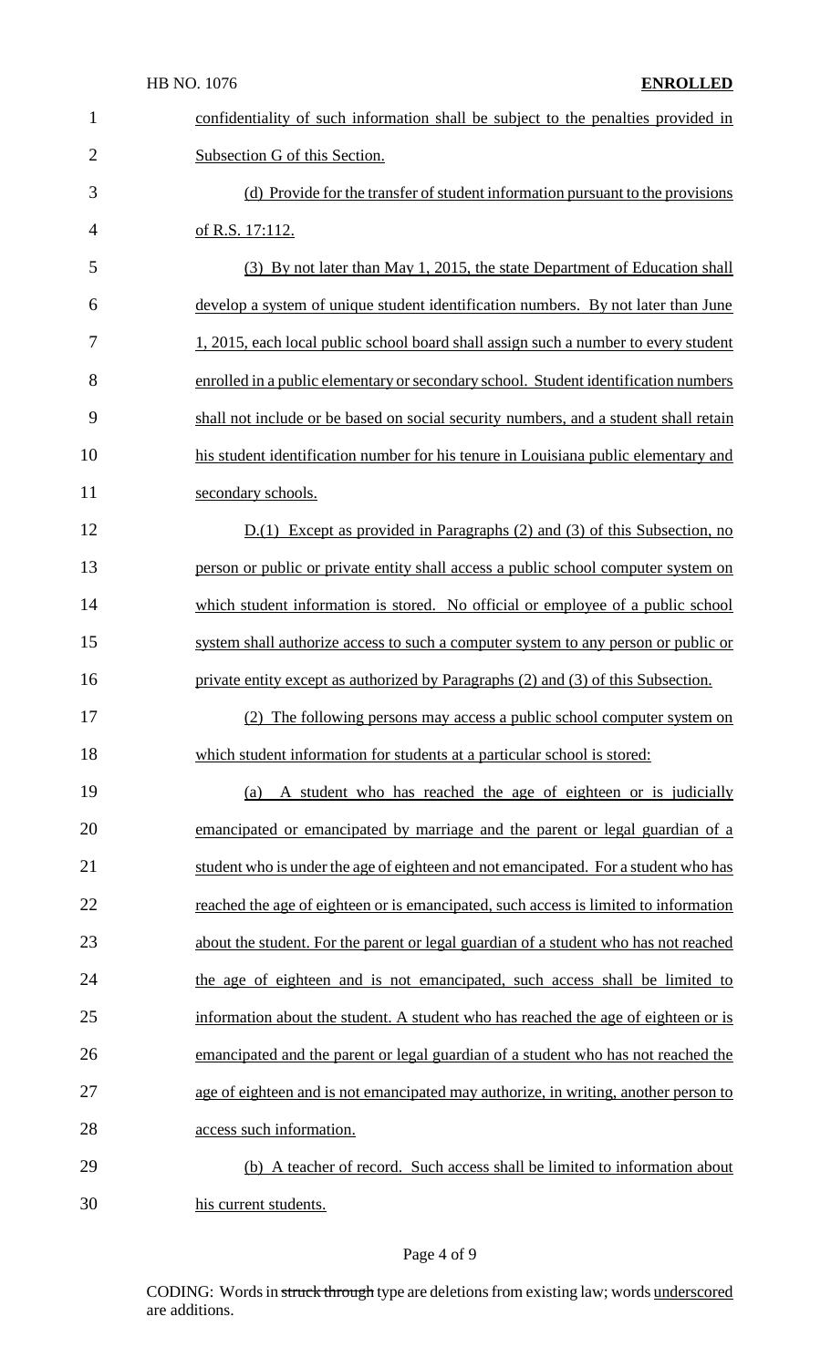confidentiality of such information shall be subject to the penalties provided in Subsection G of this Section.

(d) Provide for the transfer of student information pursuant to the provisions of R.S. 17:112.

(3) By not later than May 1, 2015, the state Department of Education shall develop a system of unique student identification numbers. By not later than June 1, 2015, each local public school board shall assign such a number to every student enrolled in a public elementary or secondary school. Student identification numbers shall not include or be based on social security numbers, and a student shall retain his student identification number for his tenure in Louisiana public elementary and secondary schools.

D.(1) Except as provided in Paragraphs (2) and (3) of this Subsection, no person or public or private entity shall access a public school computer system on which student information is stored. No official or employee of a public school system shall authorize access to such a computer system to any person or public or private entity except as authorized by Paragraphs (2) and (3) of this Subsection.

(2) The following persons may access a public school computer system on which student information for students at a particular school is stored:

(a) A student who has reached the age of eighteen or is judicially emancipated or emancipated by marriage and the parent or legal guardian of a student who is under the age of eighteen and not emancipated. For a student who has reached the age of eighteen or is emancipated, such access is limited to information about the student. For the parent or legal guardian of a student who has not reached the age of eighteen and is not emancipated, such access shall be limited to information about the student. A student who has reached the age of eighteen or is emancipated and the parent or legal guardian of a student who has not reached the age of eighteen and is not emancipated may authorize, in writing, another person to access such information.

(b) A teacher of record. Such access shall be limited to information about his current students.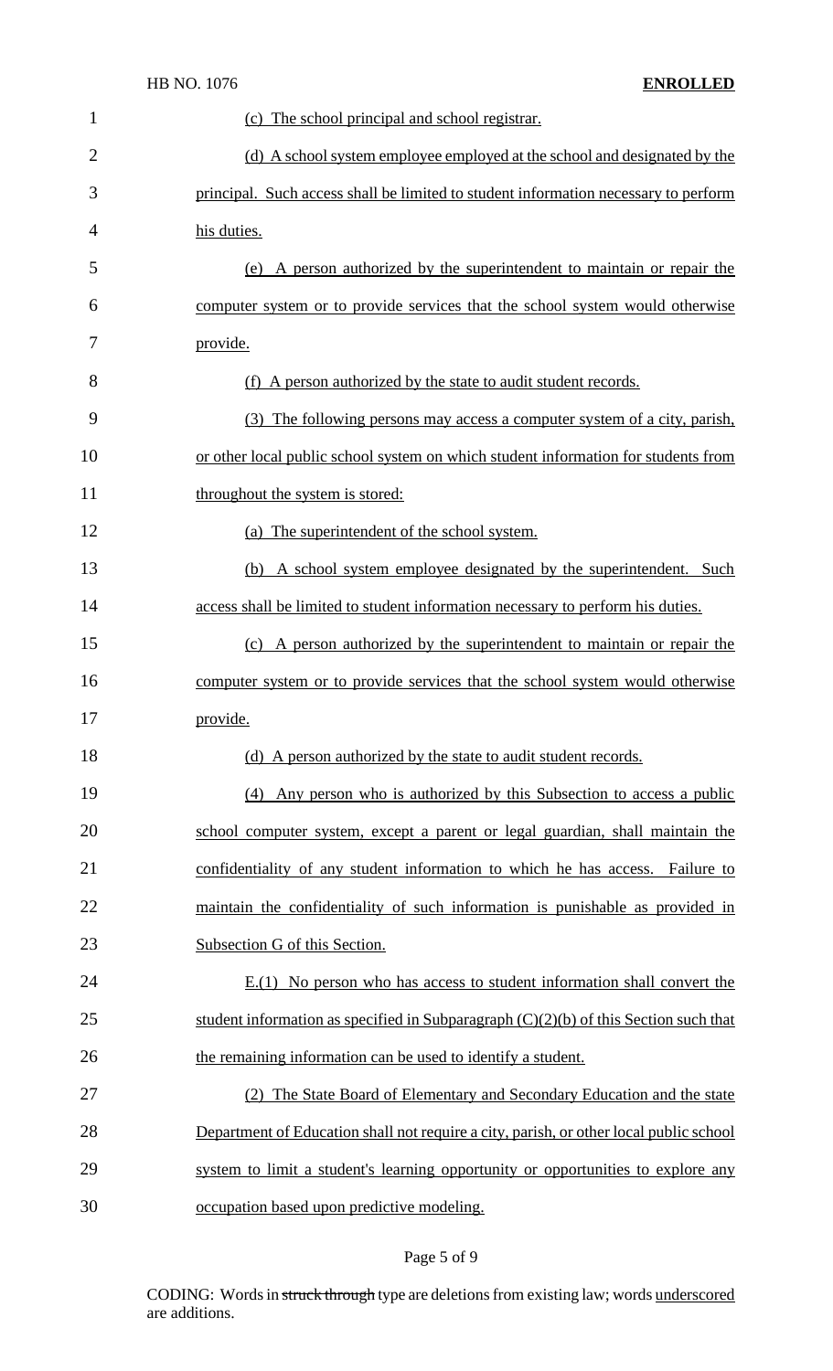(c) The school principal and school registrar.

(d) A school system employee employed at the school and designated by the principal. Such access shall be limited to student information necessary to perform his duties.

(e) A person authorized by the superintendent to maintain or repair the computer system or to provide services that the school system would otherwise provide.

(f) A person authorized by the state to audit student records.

(3) The following persons may access a computer system of a city, parish, or other local public school system on which student information for students from throughout the system is stored:

(a) The superintendent of the school system.

(b) A school system employee designated by the superintendent. Such access shall be limited to student information necessary to perform his duties.

(c) A person authorized by the superintendent to maintain or repair the computer system or to provide services that the school system would otherwise provide.

(d) A person authorized by the state to audit student records.

(4) Any person who is authorized by this Subsection to access a public school computer system, except a parent or legal guardian, shall maintain the confidentiality of any student information to which he has access. Failure to maintain the confidentiality of such information is punishable as provided in Subsection G of this Section.

E.(1) No person who has access to student information shall convert the student information as specified in Subparagraph (C)(2)(b) of this Section such that the remaining information can be used to identify a student.

(2) The State Board of Elementary and Secondary Education and the state Department of Education shall not require a city, parish, or other local public school system to limit a student's learning opportunity or opportunities to explore any occupation based upon predictive modeling.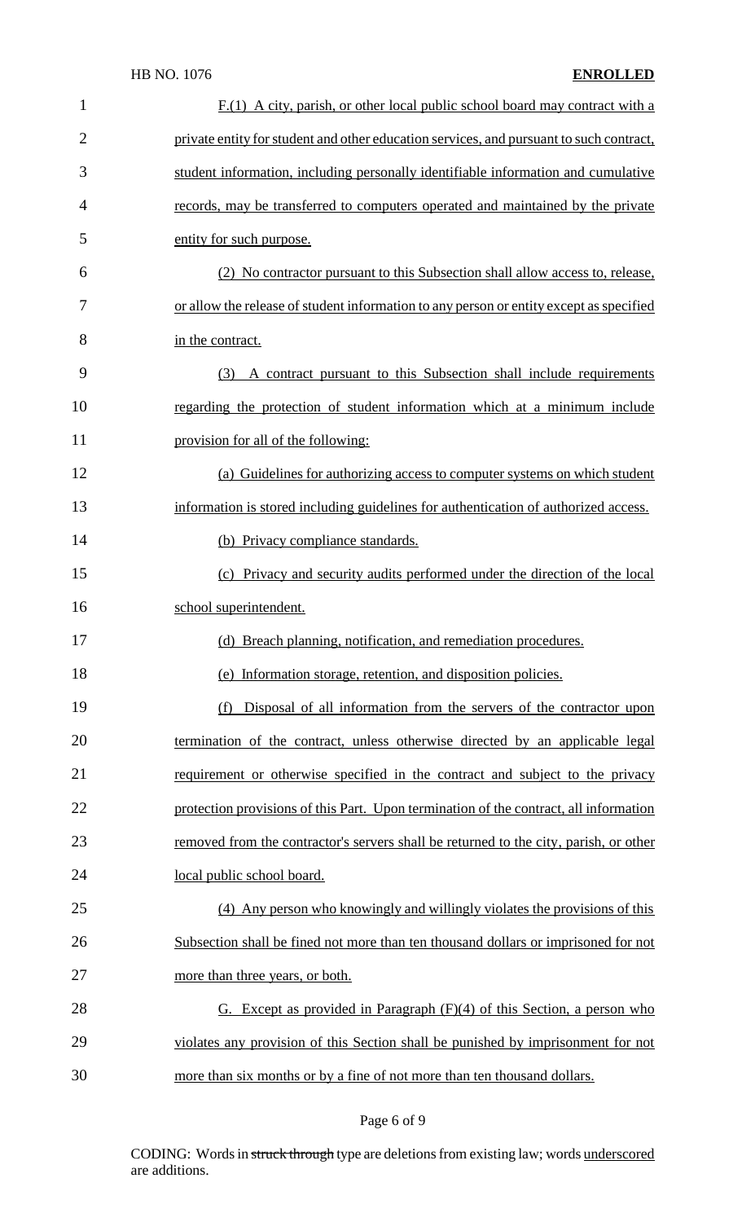F.(1) A city, parish, or other local public school board may contract with a private entity for student and other education services, and pursuant to such contract, student information, including personally identifiable information and cumulative records, may be transferred to computers operated and maintained by the private entity for such purpose.

(2) No contractor pursuant to this Subsection shall allow access to, release, or allow the release of student information to any person or entity except as specified in the contract.

(3) A contract pursuant to this Subsection shall include requirements regarding the protection of student information which at a minimum include provision for all of the following:

(a) Guidelines for authorizing access to computer systems on which student information is stored including guidelines for authentication of authorized access.

(b) Privacy compliance standards.

(c) Privacy and security audits performed under the direction of the local school superintendent.

(d) Breach planning, notification, and remediation procedures.

(e) Information storage, retention, and disposition policies.

(f) Disposal of all information from the servers of the contractor upon termination of the contract, unless otherwise directed by an applicable legal requirement or otherwise specified in the contract and subject to the privacy protection provisions of this Part. Upon termination of the contract, all information removed from the contractor's servers shall be returned to the city, parish, or other local public school board.

(4) Any person who knowingly and willingly violates the provisions of this Subsection shall be fined not more than ten thousand dollars or imprisoned for not more than three years, or both.

G. Except as provided in Paragraph (F)(4) of this Section, a person who violates any provision of this Section shall be punished by imprisonment for not more than six months or by a fine of not more than ten thousand dollars.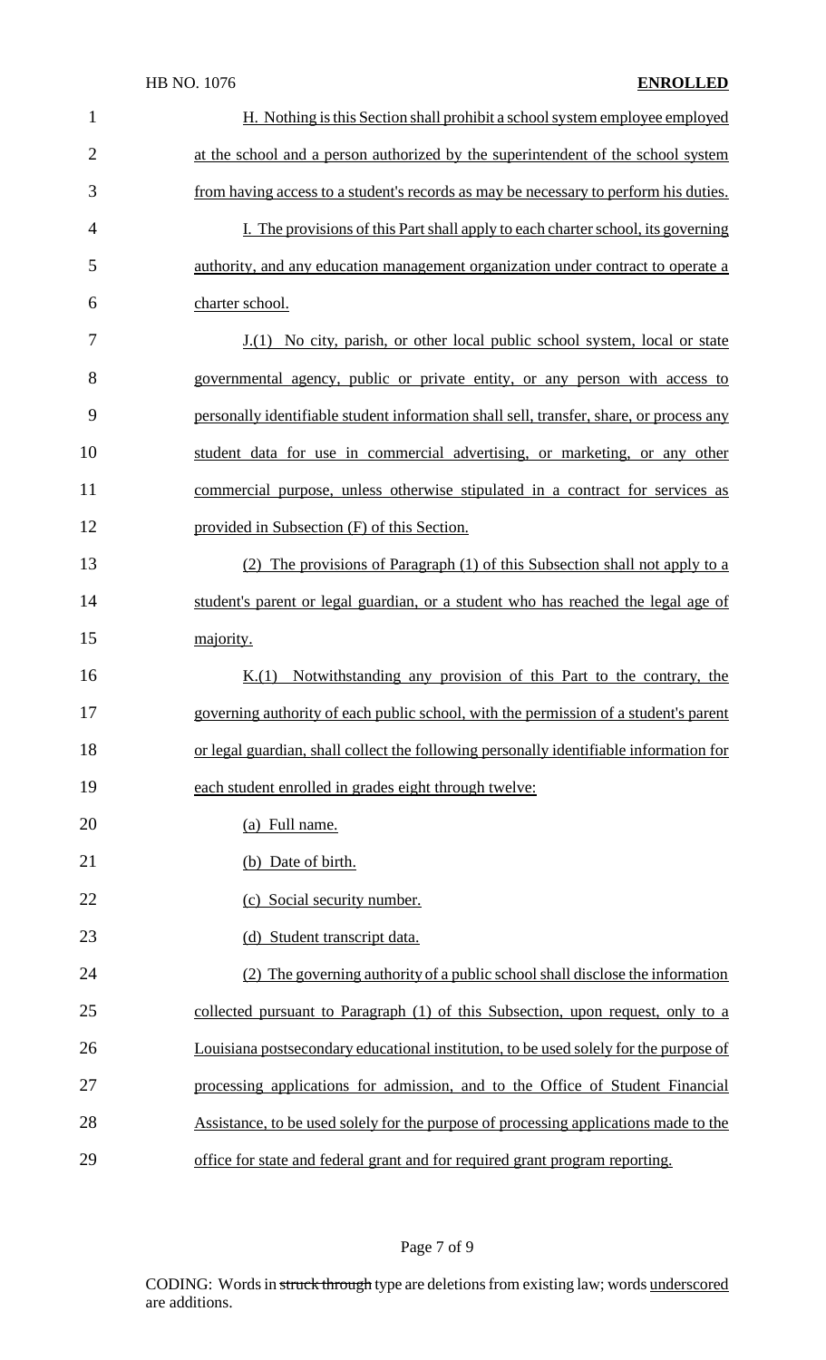H. Nothing is this Section shall prohibit a school system employee employed at the school and a person authorized by the superintendent of the school system from having access to a student's records as may be necessary to perform his duties.

I. The provisions of this Part shall apply to each charter school, its governing authority, and any education management organization under contract to operate a charter school.

J.(1) No city, parish, or other local public school system, local or state governmental agency, public or private entity, or any person with access to personally identifiable student information shall sell, transfer, share, or process any student data for use in commercial advertising, or marketing, or any other commercial purpose, unless otherwise stipulated in a contract for services as provided in Subsection (F) of this Section.

(2) The provisions of Paragraph (1) of this Subsection shall not apply to a student's parent or legal guardian, or a student who has reached the legal age of majority.

K.(1) Notwithstanding any provision of this Part to the contrary, the governing authority of each public school, with the permission of a student's parent or legal guardian, shall collect the following personally identifiable information for each student enrolled in grades eight through twelve:

(a) Full name.

(b) Date of birth.

(c) Social security number.

(d) Student transcript data.

(2) The governing authority of a public school shall disclose the information collected pursuant to Paragraph (1) of this Subsection, upon request, only to a Louisiana postsecondary educational institution, to be used solely for the purpose of processing applications for admission, and to the Office of Student Financial Assistance, to be used solely for the purpose of processing applications made to the office for state and federal grant and for required grant program reporting.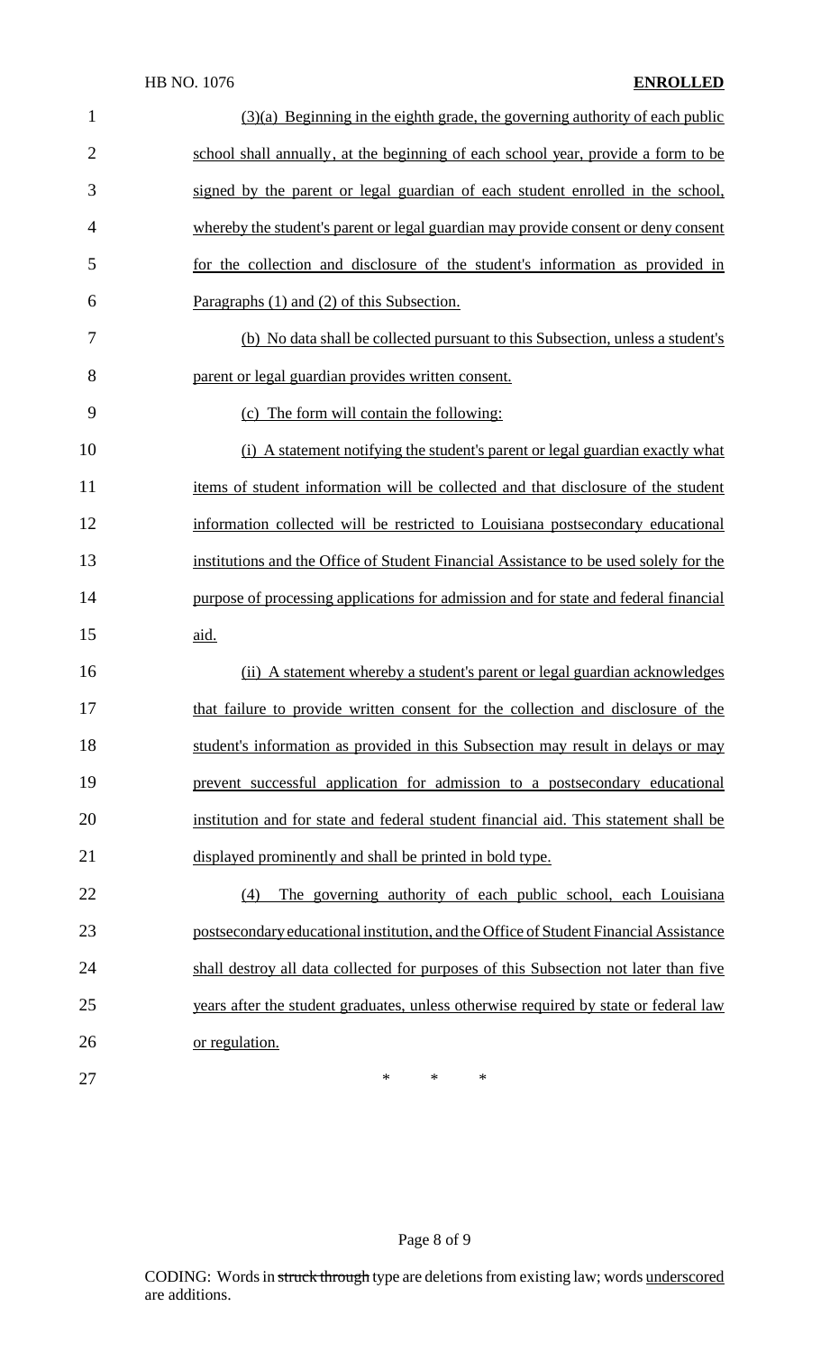(3)(a) Beginning in the eighth grade, the governing authority of each public school shall annually, at the beginning of each school year, provide a form to be signed by the parent or legal guardian of each student enrolled in the school, whereby the student's parent or legal guardian may provide consent or deny consent for the collection and disclosure of the student's information as provided in Paragraphs (1) and (2) of this Subsection.

(b) No data shall be collected pursuant to this Subsection, unless a student's parent or legal guardian provides written consent.

(c) The form will contain the following:

(i) A statement notifying the student's parent or legal guardian exactly what items of student information will be collected and that disclosure of the student information collected will be restricted to Louisiana postsecondary educational institutions and the Office of Student Financial Assistance to be used solely for the purpose of processing applications for admission and for state and federal financial aid.

(ii) A statement whereby a student's parent or legal guardian acknowledges that failure to provide written consent for the collection and disclosure of the student's information as provided in this Subsection may result in delays or may prevent successful application for admission to a postsecondary educational institution and for state and federal student financial aid. This statement shall be displayed prominently and shall be printed in bold type.

(4) The governing authority of each public school, each Louisiana postsecondary educational institution, and the Office of Student Financial Assistance shall destroy all data collected for purposes of this Subsection not later than five years after the student graduates, unless otherwise required by state or federal law or regulation.

\* \* \*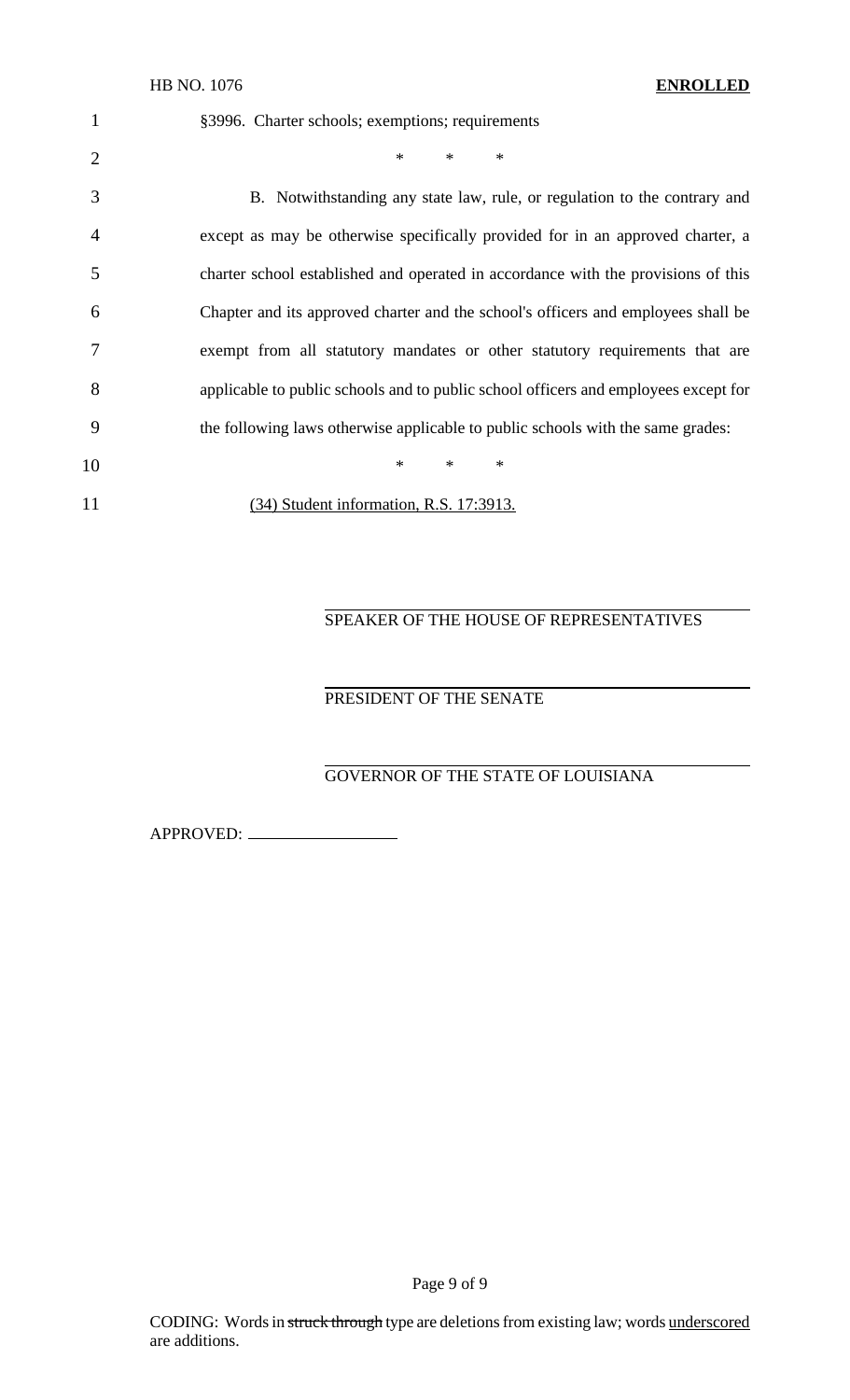§3996. Charter schools; exemptions; requirements

\* \* \*

B. Notwithstanding any state law, rule, or regulation to the contrary and except as may be otherwise specifically provided for in an approved charter, a charter school established and operated in accordance with the provisions of this Chapter and its approved charter and the school's officers and employees shall be exempt from all statutory mandates or other statutory requirements that are applicable to public schools and to public school officers and employees except for the following laws otherwise applicable to public schools with the same grades:

\* \* \*

<u>(34) Student information, R.S. 17:3913.</u>

SPEAKER OF THE HOUSE OF REPRESENTATIVES

PRESIDENT OF THE SENATE

GOVERNOR OF THE STATE OF LOUISIANA

APPROVED: \_\_\_\_\_\_\_\_\_\_\_\_\_\_\_\_\_\_

CODING: Words in ~~struck through~~ type are deletions from existing law; words <u>underscored</u> are additions.